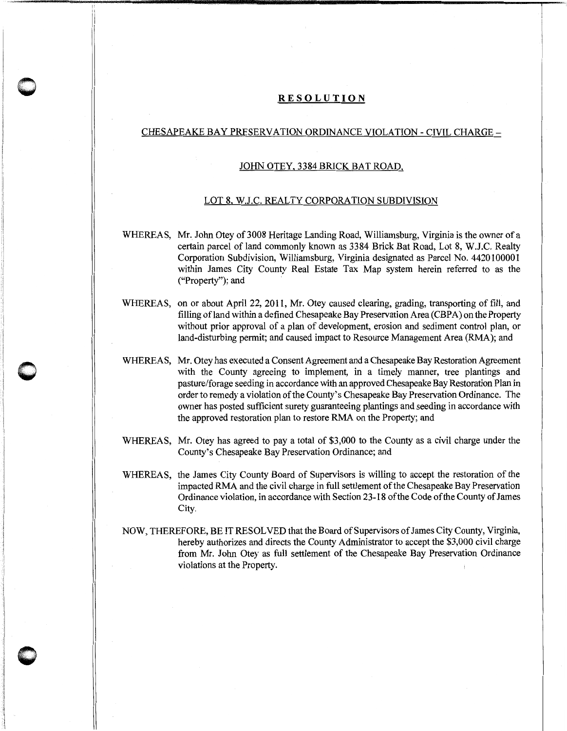# RESOLUTION

## CHESAPEAKE BAY PRESERVATION ORDINANCE VIOLATION - CIVIL CHARGE –

## JOHN OTEY, 3384 BRICK BAT ROAD,

## LOT 8, W.J.C. REALTY CORPORATION SUBDIVISION

WHEREAS, Mr. John Otey of 3008 Heritage Landing Road, Williamsburg, Virginia is the owner of a certain parcel of land commonly known as 3384 Brick Bat Road, Lot 8, W.J.C. Realty Corporation Subdivision, Williamsburg, Virginia designated as Parcel No. 4420100001 within James City County Real Estate Tax Map system herein referred to as the ("Property"); and

WHEREAS, on or about April 22, 2011, Mr. Otey caused clearing, grading, transporting of fill, and filling of land within a defined Chesapeake Bay Preservation Area (CBPA) on the Property without prior approval of a plan of development, erosion and sediment control plan, or land-disturbing permit; and caused impact to Resource Management Area (RMA); and

WHEREAS, Mr. Otey has executed a Consent Agreement and a Chesapeake Bay Restoration Agreement with the County agreeing to implement, in a timely manner, tree plantings and pasture/forage seeding in accordance with an approved Chesapeake Bay Restoration Plan in order to remedy a violation of the County's Chesapeake Bay Preservation Ordinance. The owner has posted sufficient surety guaranteeing plantings and seeding in accordance with the approved restoration plan to restore RMA on the Property; and

WHEREAS, Mr. Otey has agreed to pay a total of $3,000 to the County as a civil charge under the County's Chesapeake Bay Preservation Ordinance; and

WHEREAS, the James City County Board of Supervisors is willing to accept the restoration of the impacted RMA and the civil charge in full settlement of the Chesapeake Bay Preservation Ordinance violation, in accordance with Section 23-18 of the Code of the County of James City.

NOW, THEREFORE, BE IT RESOLVED that the Board of Supervisors of James City County, Virginia, hereby authorizes and directs the County Administrator to accept the $3,000 civil charge from Mr. John Otey as full settlement of the Chesapeake Bay Preservation Ordinance violations at the Property.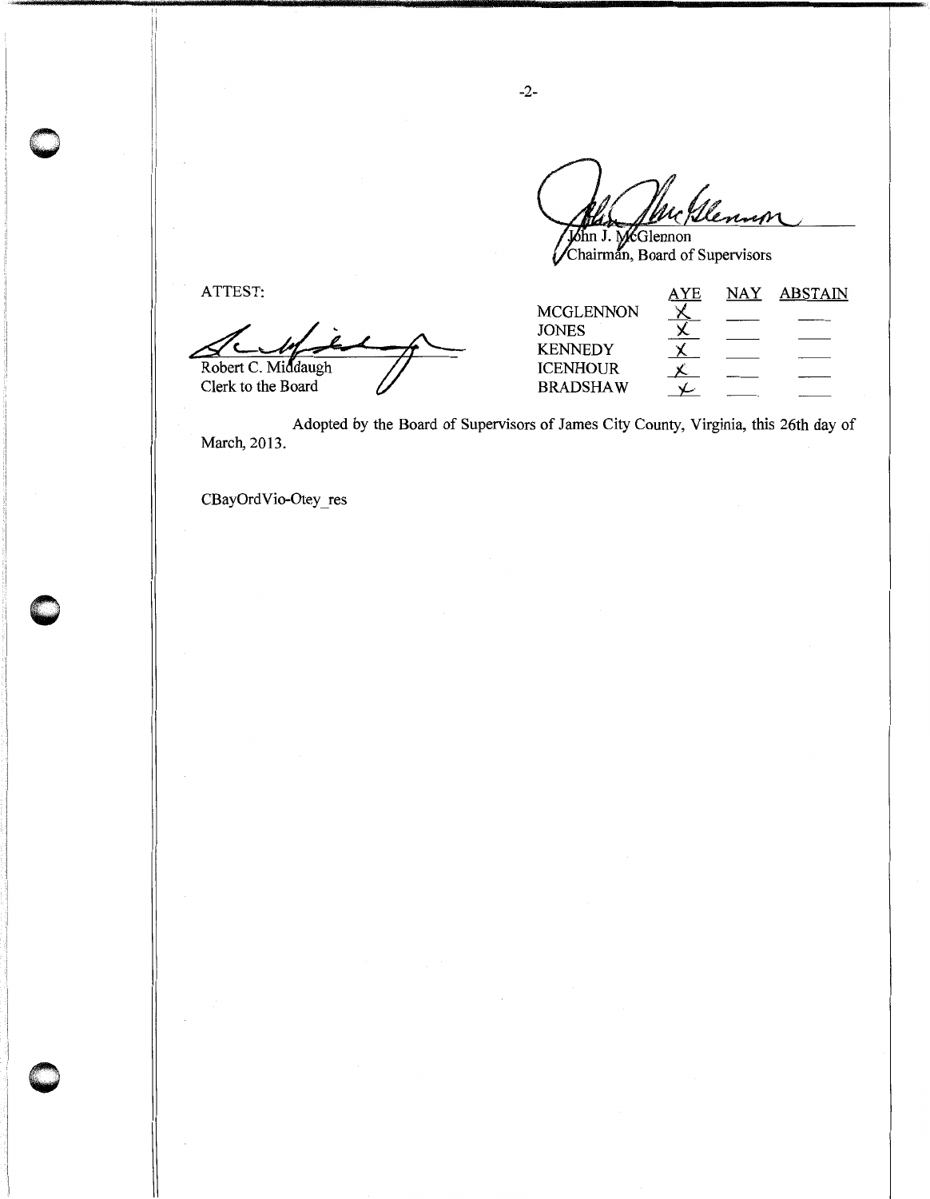John J. McGlennon
Chairman, Board of Supervisors

ATTEST:

Robert C. Middaugh
Clerk to the Board

| | AYE | NAY | ABSTAIN |
|---|---|---|---|
| MCGLENNON | X | | |
| JONES | X | | |
| KENNEDY | X | | |
| ICENHOUR | X | | |
| BRADSHAW | X | | |

Adopted by the Board of Supervisors of James City County, Virginia, this 26th day of March, 2013.

CBayOrdVio-Otey_res